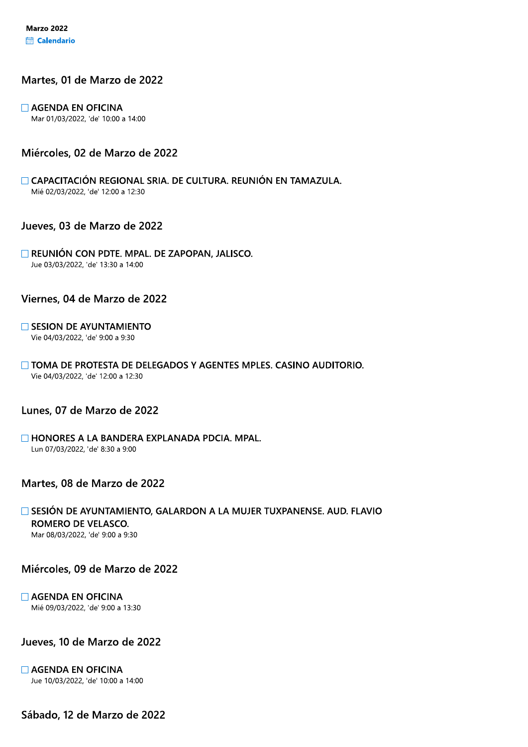**Marzo 2022**

Calendario

## Martes, 01 de Marzo de 2022

☐ AGENDA EN OFICINA
Mar 01/03/2022, 'de' 10:00 a 14:00

## Miércoles, 02 de Marzo de 2022

☐ CAPACITACIÓN REGIONAL SRIA. DE CULTURA. REUNIÓN EN TAMAZULA.
Mié 02/03/2022, 'de' 12:00 a 12:30

## Jueves, 03 de Marzo de 2022

☐ REUNIÓN CON PDTE. MPAL. DE ZAPOPAN, JALISCO.
Jue 03/03/2022, 'de' 13:30 a 14:00

## Viernes, 04 de Marzo de 2022

☐ SESION DE AYUNTAMIENTO
Vie 04/03/2022, 'de' 9:00 a 9:30

☐ TOMA DE PROTESTA DE DELEGADOS Y AGENTES MPLES. CASINO AUDITORIO.
Vie 04/03/2022, 'de' 12:00 a 12:30

## Lunes, 07 de Marzo de 2022

☐ HONORES A LA BANDERA EXPLANADA PDCIA. MPAL.
Lun 07/03/2022, 'de' 8:30 a 9:00

## Martes, 08 de Marzo de 2022

☐ SESIÓN DE AYUNTAMIENTO, GALARDON A LA MUJER TUXPANENSE. AUD. FLAVIO ROMERO DE VELASCO.
Mar 08/03/2022, 'de' 9:00 a 9:30

## Miércoles, 09 de Marzo de 2022

☐ AGENDA EN OFICINA
Mié 09/03/2022, 'de' 9:00 a 13:30

## Jueves, 10 de Marzo de 2022

☐ AGENDA EN OFICINA
Jue 10/03/2022, 'de' 10:00 a 14:00

## Sábado, 12 de Marzo de 2022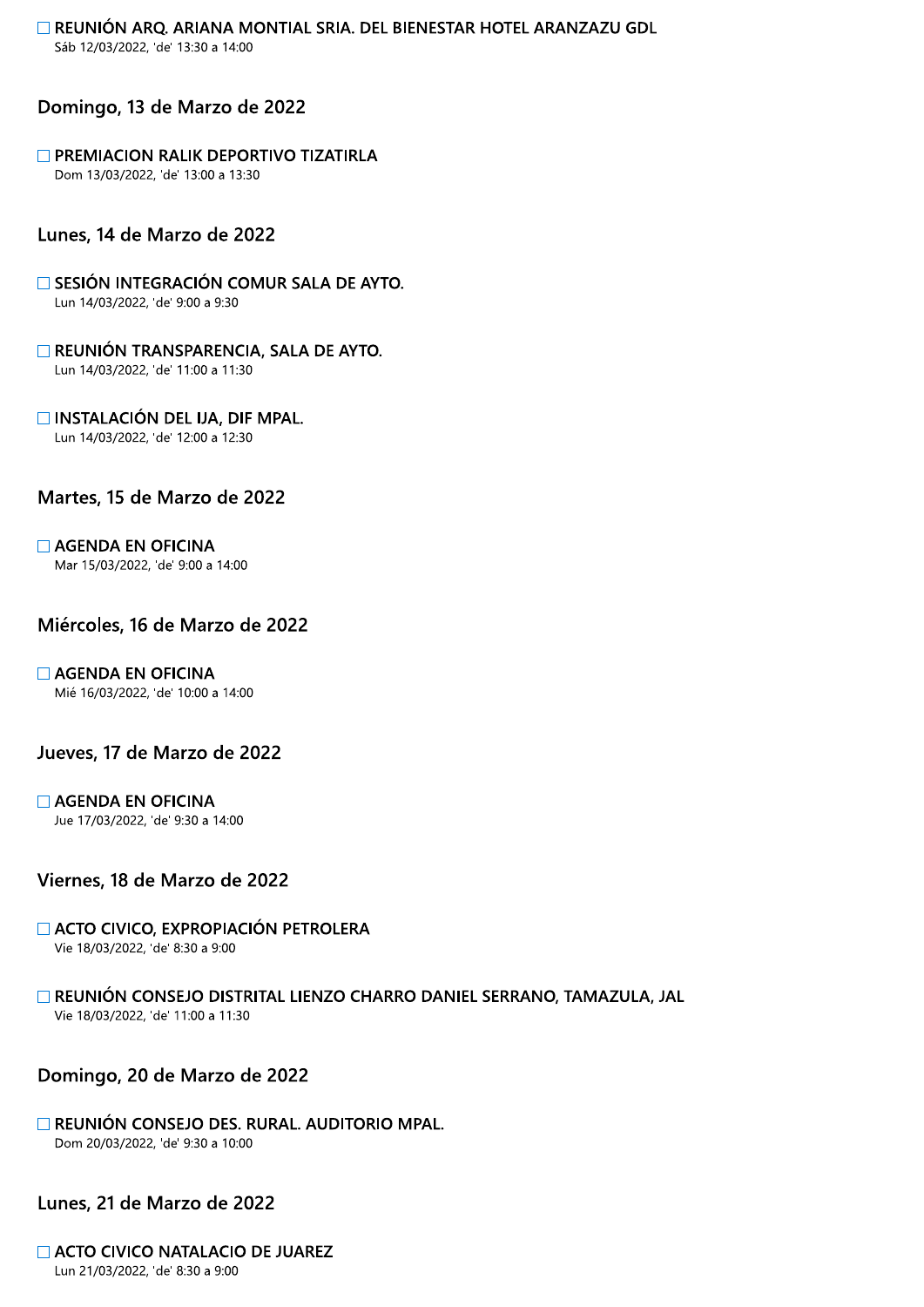☐ **REUNIÓN ARQ. ARIANA MONTIAL SRIA. DEL BIENESTAR HOTEL ARANZAZU GDL**
Sáb 12/03/2022, 'de' 13:30 a 14:00

## Domingo, 13 de Marzo de 2022

☐ **PREMIACION RALIK DEPORTIVO TIZATIRLA**
Dom 13/03/2022, 'de' 13:00 a 13:30

## Lunes, 14 de Marzo de 2022

☐ **SESIÓN INTEGRACIÓN COMUR SALA DE AYTO.**
Lun 14/03/2022, 'de' 9:00 a 9:30

☐ **REUNIÓN TRANSPARENCIA, SALA DE AYTO.**
Lun 14/03/2022, 'de' 11:00 a 11:30

☐ **INSTALACIÓN DEL IJA, DIF MPAL.**
Lun 14/03/2022, 'de' 12:00 a 12:30

## Martes, 15 de Marzo de 2022

☐ **AGENDA EN OFICINA**
Mar 15/03/2022, 'de' 9:00 a 14:00

## Miércoles, 16 de Marzo de 2022

☐ **AGENDA EN OFICINA**
Mié 16/03/2022, 'de' 10:00 a 14:00

## Jueves, 17 de Marzo de 2022

☐ **AGENDA EN OFICINA**
Jue 17/03/2022, 'de' 9:30 a 14:00

## Viernes, 18 de Marzo de 2022

☐ **ACTO CIVICO, EXPROPIACIÓN PETROLERA**
Vie 18/03/2022, 'de' 8:30 a 9:00

☐ **REUNIÓN CONSEJO DISTRITAL LIENZO CHARRO DANIEL SERRANO, TAMAZULA, JAL**
Vie 18/03/2022, 'de' 11:00 a 11:30

## Domingo, 20 de Marzo de 2022

☐ **REUNIÓN CONSEJO DES. RURAL. AUDITORIO MPAL.**
Dom 20/03/2022, 'de' 9:30 a 10:00

## Lunes, 21 de Marzo de 2022

☐ **ACTO CIVICO NATALACIO DE JUAREZ**
Lun 21/03/2022, 'de' 8:30 a 9:00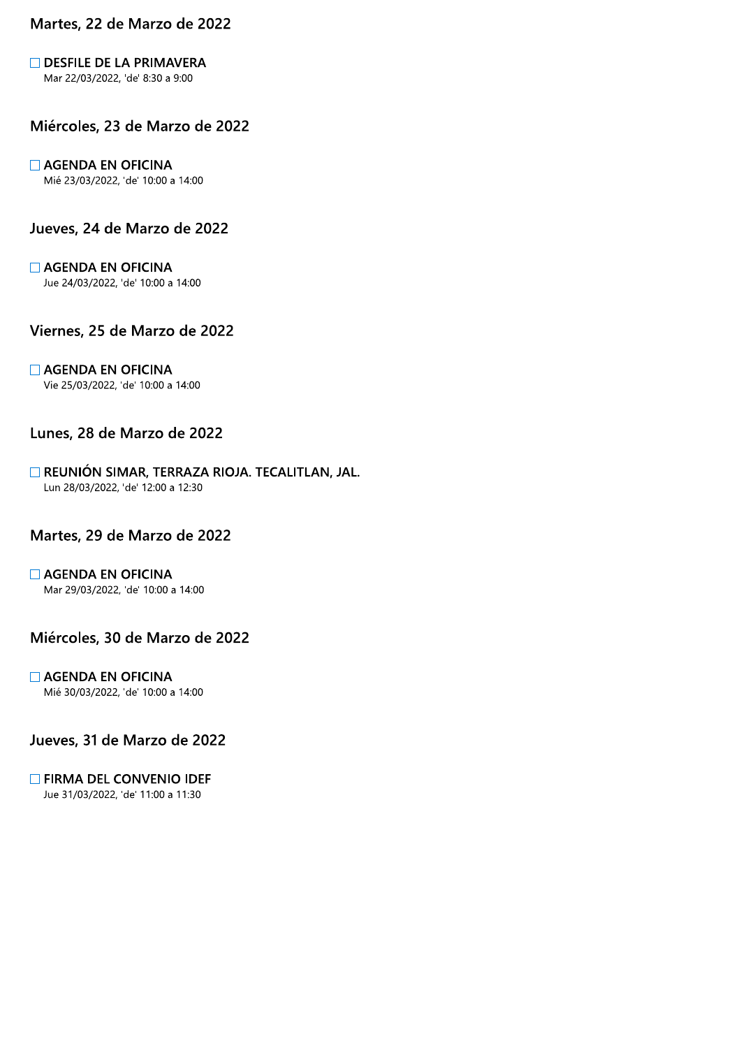## Martes, 22 de Marzo de 2022

☐ **DESFILE DE LA PRIMAVERA**
Mar 22/03/2022, 'de' 8:30 a 9:00

## Miércoles, 23 de Marzo de 2022

☐ **AGENDA EN OFICINA**
Mié 23/03/2022, 'de' 10:00 a 14:00

## Jueves, 24 de Marzo de 2022

☐ **AGENDA EN OFICINA**
Jue 24/03/2022, 'de' 10:00 a 14:00

## Viernes, 25 de Marzo de 2022

☐ **AGENDA EN OFICINA**
Vie 25/03/2022, 'de' 10:00 a 14:00

## Lunes, 28 de Marzo de 2022

☐ **REUNIÓN SIMAR, TERRAZA RIOJA. TECALITLAN, JAL.**
Lun 28/03/2022, 'de' 12:00 a 12:30

## Martes, 29 de Marzo de 2022

☐ **AGENDA EN OFICINA**
Mar 29/03/2022, 'de' 10:00 a 14:00

## Miércoles, 30 de Marzo de 2022

☐ **AGENDA EN OFICINA**
Mié 30/03/2022, 'de' 10:00 a 14:00

## Jueves, 31 de Marzo de 2022

☐ **FIRMA DEL CONVENIO IDEF**
Jue 31/03/2022, 'de' 11:00 a 11:30